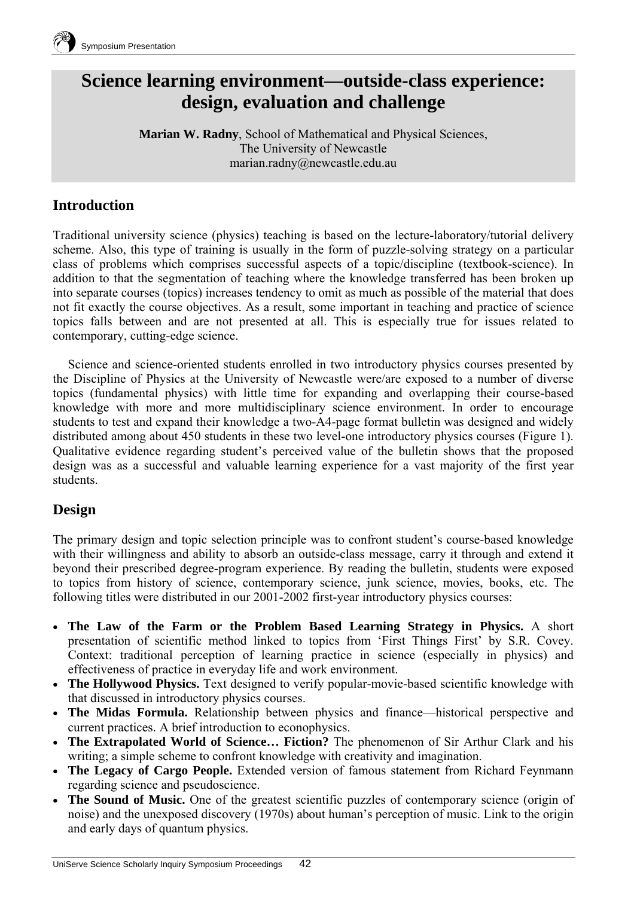# Science learning environment—outside-class experience: design, evaluation and challenge

**Marian W. Radny**, School of Mathematical and Physical Sciences,
The University of Newcastle
marian.radny@newcastle.edu.au

## Introduction

Traditional university science (physics) teaching is based on the lecture-laboratory/tutorial delivery scheme. Also, this type of training is usually in the form of puzzle-solving strategy on a particular class of problems which comprises successful aspects of a topic/discipline (textbook-science). In addition to that the segmentation of teaching where the knowledge transferred has been broken up into separate courses (topics) increases tendency to omit as much as possible of the material that does not fit exactly the course objectives. As a result, some important in teaching and practice of science topics falls between and are not presented at all. This is especially true for issues related to contemporary, cutting-edge science.

Science and science-oriented students enrolled in two introductory physics courses presented by the Discipline of Physics at the University of Newcastle were/are exposed to a number of diverse topics (fundamental physics) with little time for expanding and overlapping their course-based knowledge with more and more multidisciplinary science environment. In order to encourage students to test and expand their knowledge a two-A4-page format bulletin was designed and widely distributed among about 450 students in these two level-one introductory physics courses (Figure 1). Qualitative evidence regarding student's perceived value of the bulletin shows that the proposed design was as a successful and valuable learning experience for a vast majority of the first year students.

## Design

The primary design and topic selection principle was to confront student's course-based knowledge with their willingness and ability to absorb an outside-class message, carry it through and extend it beyond their prescribed degree-program experience. By reading the bulletin, students were exposed to topics from history of science, contemporary science, junk science, movies, books, etc. The following titles were distributed in our 2001-2002 first-year introductory physics courses:

- **The Law of the Farm or the Problem Based Learning Strategy in Physics.** A short presentation of scientific method linked to topics from 'First Things First' by S.R. Covey. Context: traditional perception of learning practice in science (especially in physics) and effectiveness of practice in everyday life and work environment.
- **The Hollywood Physics.** Text designed to verify popular-movie-based scientific knowledge with that discussed in introductory physics courses.
- **The Midas Formula.** Relationship between physics and finance—historical perspective and current practices. A brief introduction to econophysics.
- **The Extrapolated World of Science… Fiction?** The phenomenon of Sir Arthur Clark and his writing; a simple scheme to confront knowledge with creativity and imagination.
- **The Legacy of Cargo People.** Extended version of famous statement from Richard Feynmann regarding science and pseudoscience.
- **The Sound of Music.** One of the greatest scientific puzzles of contemporary science (origin of noise) and the unexposed discovery (1970s) about human's perception of music. Link to the origin and early days of quantum physics.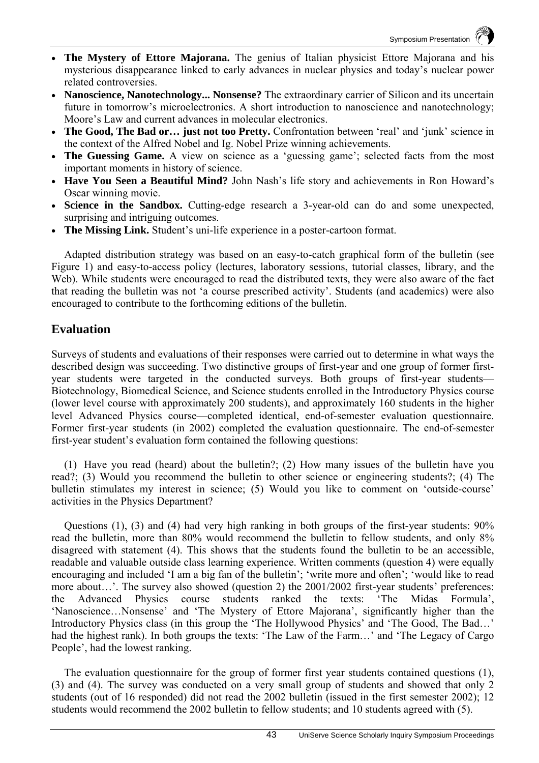- **The Mystery of Ettore Majorana.** The genius of Italian physicist Ettore Majorana and his mysterious disappearance linked to early advances in nuclear physics and today's nuclear power related controversies.
- **Nanoscience, Nanotechnology... Nonsense?** The extraordinary carrier of Silicon and its uncertain future in tomorrow's microelectronics. A short introduction to nanoscience and nanotechnology; Moore's Law and current advances in molecular electronics.
- **The Good, The Bad or… just not too Pretty.** Confrontation between 'real' and 'junk' science in the context of the Alfred Nobel and Ig. Nobel Prize winning achievements.
- **The Guessing Game.** A view on science as a 'guessing game'; selected facts from the most important moments in history of science.
- **Have You Seen a Beautiful Mind?** John Nash's life story and achievements in Ron Howard's Oscar winning movie.
- **Science in the Sandbox.** Cutting-edge research a 3-year-old can do and some unexpected, surprising and intriguing outcomes.
- **The Missing Link.** Student's uni-life experience in a poster-cartoon format.

Adapted distribution strategy was based on an easy-to-catch graphical form of the bulletin (see Figure 1) and easy-to-access policy (lectures, laboratory sessions, tutorial classes, library, and the Web). While students were encouraged to read the distributed texts, they were also aware of the fact that reading the bulletin was not 'a course prescribed activity'. Students (and academics) were also encouraged to contribute to the forthcoming editions of the bulletin.

## Evaluation

Surveys of students and evaluations of their responses were carried out to determine in what ways the described design was succeeding. Two distinctive groups of first-year and one group of former first-year students were targeted in the conducted surveys. Both groups of first-year students—Biotechnology, Biomedical Science, and Science students enrolled in the Introductory Physics course (lower level course with approximately 200 students), and approximately 160 students in the higher level Advanced Physics course—completed identical, end-of-semester evaluation questionnaire. Former first-year students (in 2002) completed the evaluation questionnaire. The end-of-semester first-year student's evaluation form contained the following questions:

(1) Have you read (heard) about the bulletin?; (2) How many issues of the bulletin have you read?; (3) Would you recommend the bulletin to other science or engineering students?; (4) The bulletin stimulates my interest in science; (5) Would you like to comment on 'outside-course' activities in the Physics Department?

Questions (1), (3) and (4) had very high ranking in both groups of the first-year students: 90% read the bulletin, more than 80% would recommend the bulletin to fellow students, and only 8% disagreed with statement (4). This shows that the students found the bulletin to be an accessible, readable and valuable outside class learning experience. Written comments (question 4) were equally encouraging and included 'I am a big fan of the bulletin'; 'write more and often'; 'would like to read more about…'. The survey also showed (question 2) the 2001/2002 first-year students' preferences: the Advanced Physics course students ranked the texts: 'The Midas Formula', 'Nanoscience…Nonsense' and 'The Mystery of Ettore Majorana', significantly higher than the Introductory Physics class (in this group the 'The Hollywood Physics' and 'The Good, The Bad…' had the highest rank). In both groups the texts: 'The Law of the Farm…' and 'The Legacy of Cargo People', had the lowest ranking.

The evaluation questionnaire for the group of former first year students contained questions (1), (3) and (4). The survey was conducted on a very small group of students and showed that only 2 students (out of 16 responded) did not read the 2002 bulletin (issued in the first semester 2002); 12 students would recommend the 2002 bulletin to fellow students; and 10 students agreed with (5).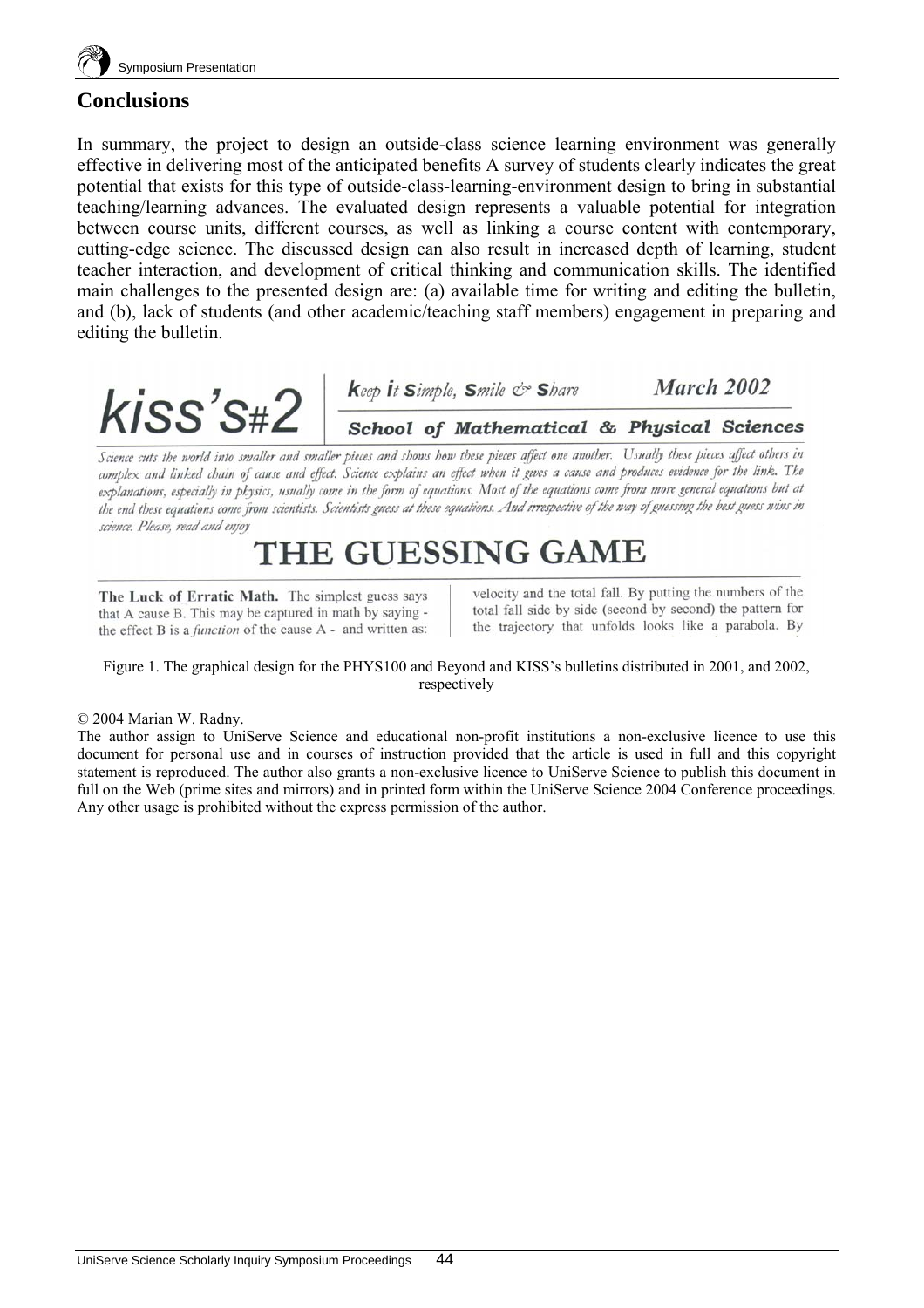## Conclusions

In summary, the project to design an outside-class science learning environment was generally effective in delivering most of the anticipated benefits A survey of students clearly indicates the great potential that exists for this type of outside-class-learning-environment design to bring in substantial teaching/learning advances. The evaluated design represents a valuable potential for integration between course units, different courses, as well as linking a course content with contemporary, cutting-edge science. The discussed design can also result in increased depth of learning, student teacher interaction, and development of critical thinking and communication skills. The identified main challenges to the presented design are: (a) available time for writing and editing the bulletin, and (b), lack of students (and other academic/teaching staff members) engagement in preparing and editing the bulletin.

kiss's#2 | *Keep it Simple, Smile & Share* — March 2002

**School of Mathematical & Physical Sciences**

*Science cuts the world into smaller and smaller pieces and shows how these pieces affect one another. Usually these pieces affect others in complex and linked chain of cause and effect. Science explains an effect when it gives a cause and produces evidence for the link. The explanations, especially in physics, usually come in the form of equations. Most of the equations come from more general equations but at the end these equations come from scientists. Scientists guess at these equations. And irrespective of the way of guessing the best guess wins in science. Please, read and enjoy*

THE GUESSING GAME

**The Luck of Erratic Math.** The simplest guess says that A cause B. This may be captured in math by saying - the effect B is a *function* of the cause A - and written as: velocity and the total fall. By putting the numbers of the total fall side by side (second by second) the pattern for the trajectory that unfolds looks like a parabola. By

Figure 1. The graphical design for the PHYS100 and Beyond and KISS's bulletins distributed in 2001, and 2002, respectively

© 2004 Marian W. Radny.

The author assign to UniServe Science and educational non-profit institutions a non-exclusive licence to use this document for personal use and in courses of instruction provided that the article is used in full and this copyright statement is reproduced. The author also grants a non-exclusive licence to UniServe Science to publish this document in full on the Web (prime sites and mirrors) and in printed form within the UniServe Science 2004 Conference proceedings. Any other usage is prohibited without the express permission of the author.